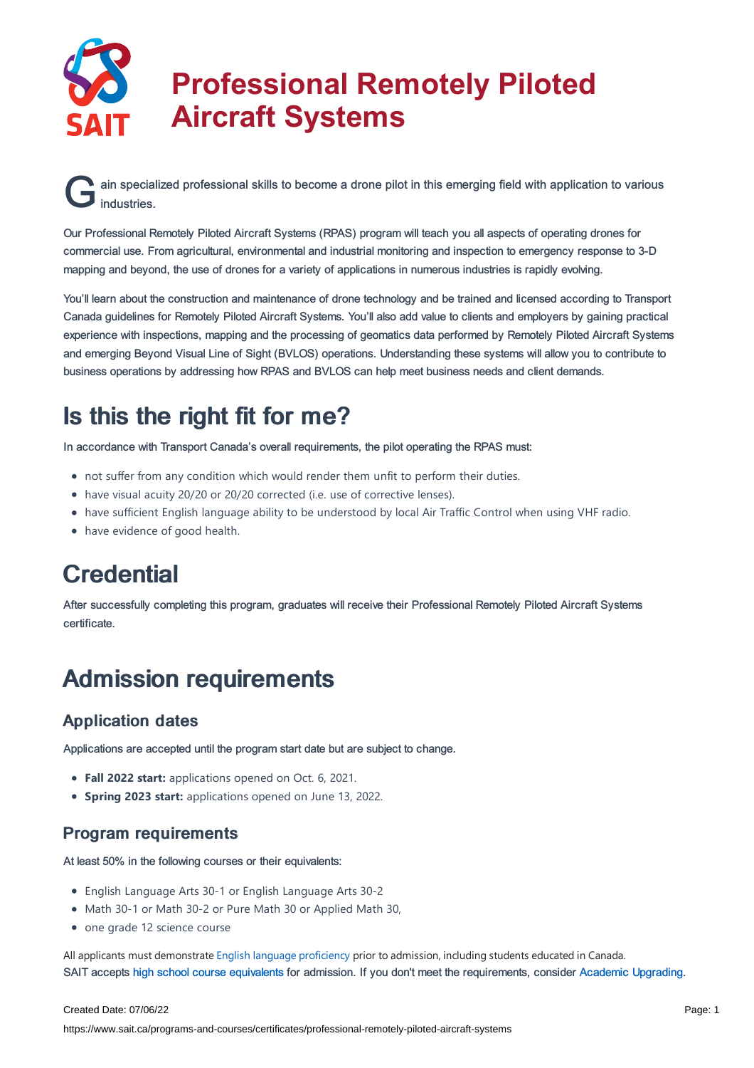# Professional Remotely Piloted Aircraft Systems

Gain specialized professional skills to become a drone pilot in this emerging field with application to various industries.

Our Professional Remotely Piloted Aircraft Systems (RPAS) program will teach you all aspects of operating drones for commercial use. From agricultural, environmental and industrial monitoring and inspection to emergency response to 3-D mapping and beyond, the use of drones for a variety of applications in numerous industries is rapidly evolving.

You'll learn about the construction and maintenance of drone technology and be trained and licensed according to Transport Canada guidelines for Remotely Piloted Aircraft Systems. You'll also add value to clients and employers by gaining practical experience with inspections, mapping and the processing of geomatics data performed by Remotely Piloted Aircraft Systems and emerging Beyond Visual Line of Sight (BVLOS) operations. Understanding these systems will allow you to contribute to business operations by addressing how RPAS and BVLOS can help meet business needs and client demands.

## Is this the right fit for me?

In accordance with Transport Canada's overall requirements, the pilot operating the RPAS must:

- not suffer from any condition which would render them unfit to perform their duties.
- have visual acuity 20/20 or 20/20 corrected (i.e. use of corrective lenses).
- have sufficient English language ability to be understood by local Air Traffic Control when using VHF radio.
- have evidence of good health.

## Credential

After successfully completing this program, graduates will receive their Professional Remotely Piloted Aircraft Systems certificate.

## Admission requirements

### Application dates

Applications are accepted until the program start date but are subject to change.

- **Fall 2022 start:** applications opened on Oct. 6, 2021.
- **Spring 2023 start:** applications opened on June 13, 2022.

### Program requirements

At least 50% in the following courses or their equivalents:

- English Language Arts 30-1 or English Language Arts 30-2
- Math 30-1 or Math 30-2 or Pure Math 30 or Applied Math 30,
- one grade 12 science course

All applicants must demonstrate English language proficiency prior to admission, including students educated in Canada.
SAIT accepts high school course equivalents for admission. If you don't meet the requirements, consider Academic Upgrading.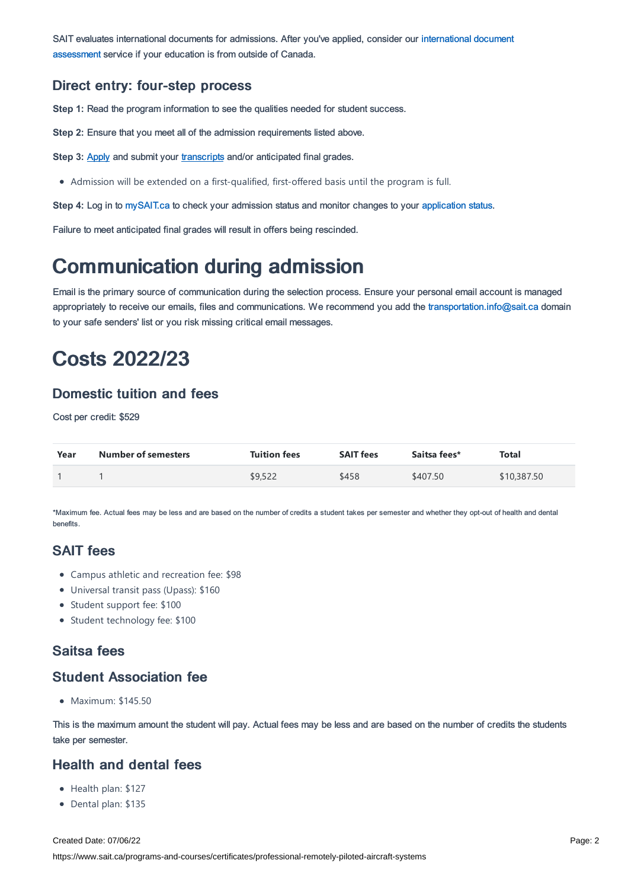SAIT evaluates international documents for admissions. After you've applied, consider our international document assessment service if your education is from outside of Canada.

### Direct entry: four-step process

**Step 1:** Read the program information to see the qualities needed for student success.

**Step 2:** Ensure that you meet all of the admission requirements listed above.

**Step 3:** Apply and submit your transcripts and/or anticipated final grades.

- Admission will be extended on a first-qualified, first-offered basis until the program is full.

**Step 4:** Log in to mySAIT.ca to check your admission status and monitor changes to your application status.

Failure to meet anticipated final grades will result in offers being rescinded.

# Communication during admission

Email is the primary source of communication during the selection process. Ensure your personal email account is managed appropriately to receive our emails, files and communications. We recommend you add the transportation.info@sait.ca domain to your safe senders' list or you risk missing critical email messages.

# Costs 2022/23

### Domestic tuition and fees

Cost per credit: $529

| Year | Number of semesters | Tuition fees | SAIT fees | Saitsa fees* | Total |
|---|---|---|---|---|---|
| 1 | 1 | $9,522 | $458 | $407.50 | $10,387.50 |

*Maximum fee. Actual fees may be less and are based on the number of credits a student takes per semester and whether they opt-out of health and dental benefits.

### SAIT fees

- Campus athletic and recreation fee: $98
- Universal transit pass (Upass): $160
- Student support fee: $100
- Student technology fee: $100

### Saitsa fees

### Student Association fee

- Maximum: $145.50

This is the maximum amount the student will pay. Actual fees may be less and are based on the number of credits the students take per semester.

### Health and dental fees

- Health plan: $127
- Dental plan: $135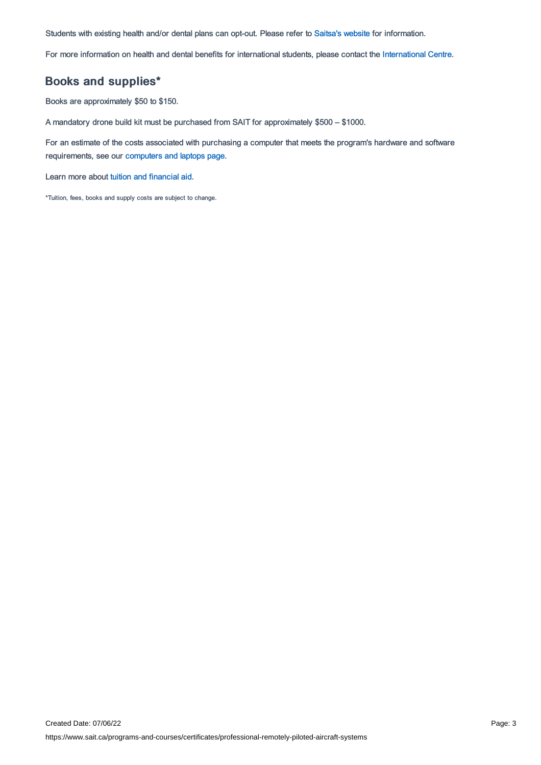Students with existing health and/or dental plans can opt-out. Please refer to Saitsa's website for information.

For more information on health and dental benefits for international students, please contact the International Centre.

## Books and supplies*

Books are approximately $50 to $150.

A mandatory drone build kit must be purchased from SAIT for approximately $500 – $1000.

For an estimate of the costs associated with purchasing a computer that meets the program's hardware and software requirements, see our computers and laptops page.

Learn more about tuition and financial aid.

*Tuition, fees, books and supply costs are subject to change.